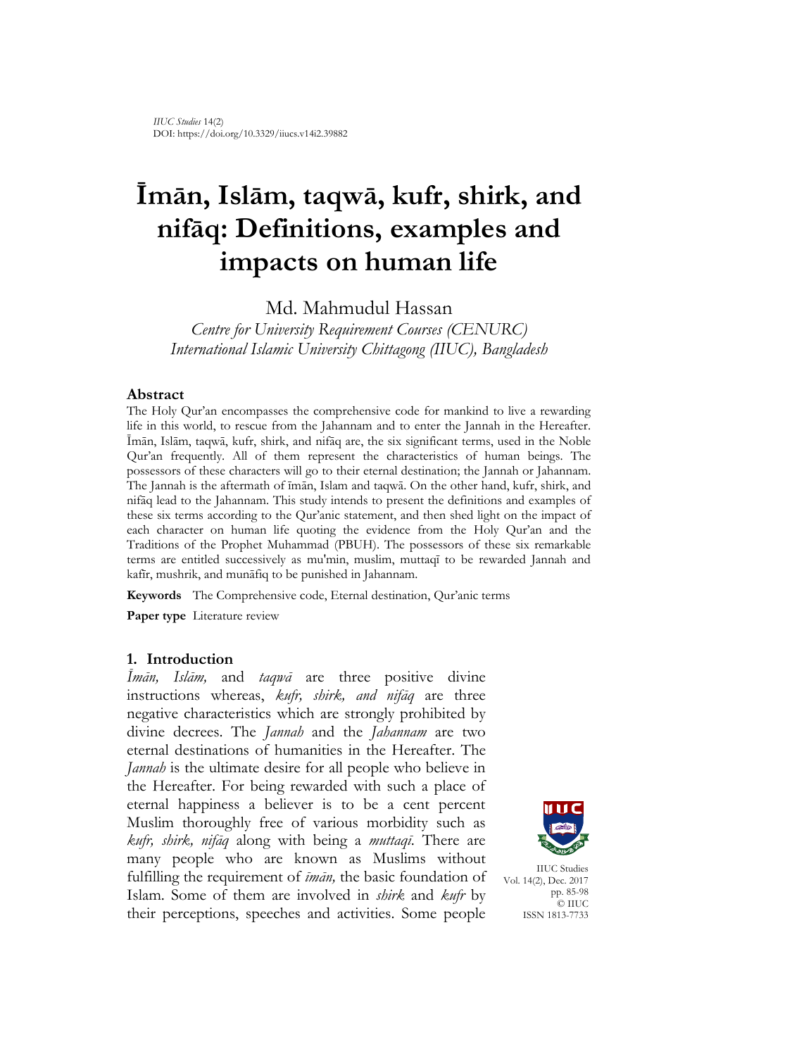*IIUC Studies* 14(2)
DOI: https://doi.org/10.3329/iiucs.v14i2.39882

# Īmān, Islām, taqwā, kufr, shirk, and nifāq: Definitions, examples and impacts on human life

Md. Mahmudul Hassan

*Centre for University Requirement Courses (CENURC)*
*International Islamic University Chittagong (IIUC), Bangladesh*

## Abstract

The Holy Qur'an encompasses the comprehensive code for mankind to live a rewarding life in this world, to rescue from the Jahannam and to enter the Jannah in the Hereafter. Īmān, Islām, taqwā, kufr, shirk, and nifāq are, the six significant terms, used in the Noble Qur'an frequently. All of them represent the characteristics of human beings. The possessors of these characters will go to their eternal destination; the Jannah or Jahannam. The Jannah is the aftermath of īmān, Islam and taqwā. On the other hand, kufr, shirk, and nifāq lead to the Jahannam. This study intends to present the definitions and examples of these six terms according to the Qur'anic statement, and then shed light on the impact of each character on human life quoting the evidence from the Holy Qur'an and the Traditions of the Prophet Muhammad (PBUH). The possessors of these six remarkable terms are entitled successively as mu'min, muslim, muttaqī to be rewarded Jannah and kafīr, mushrik, and munāfiq to be punished in Jahannam.

**Keywords** The Comprehensive code, Eternal destination, Qur'anic terms

**Paper type** Literature review

## 1. Introduction

*Īmān, Islām,* and *taqwā* are three positive divine instructions whereas, *kufr, shirk, and nifāq* are three negative characteristics which are strongly prohibited by divine decrees. The *Jannah* and the *Jahannam* are two eternal destinations of humanities in the Hereafter. The *Jannah* is the ultimate desire for all people who believe in the Hereafter. For being rewarded with such a place of eternal happiness a believer is to be a cent percent Muslim thoroughly free of various morbidity such as *kufr, shirk, nifāq* along with being a *muttaqī.* There are many people who are known as Muslims without fulfilling the requirement of *īmān,* the basic foundation of Islam. Some of them are involved in *shirk* and *kufr* by their perceptions, speeches and activities. Some people

IIUC Studies
Vol. 14(2), Dec. 2017
pp. 85-98
© IIUC
ISSN 1813-7733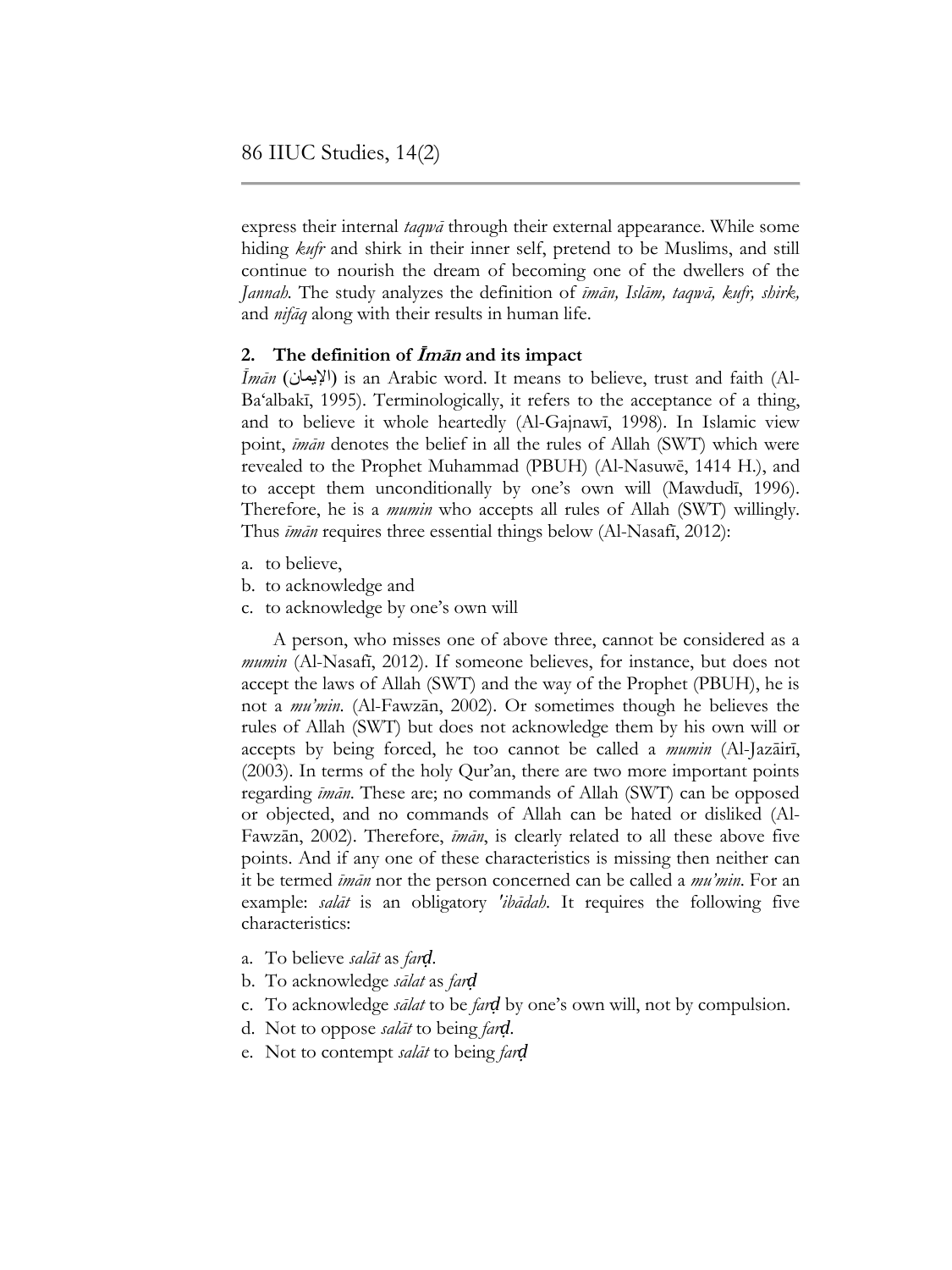express their internal *taqwā* through their external appearance. While some hiding *kufr* and shirk in their inner self, pretend to be Muslims, and still continue to nourish the dream of becoming one of the dwellers of the *Jannah*. The study analyzes the definition of *īmān, Islām, taqwā, kufr, shirk,* and *nifāq* along with their results in human life.

## 2. The definition of *Īmān* and its impact

*Īmān* (الإيمان) is an Arabic word. It means to believe, trust and faith (Al-Ba'albakī, 1995). Terminologically, it refers to the acceptance of a thing, and to believe it whole heartedly (Al-Gajnawī, 1998). In Islamic view point, *īmān* denotes the belief in all the rules of Allah (SWT) which were revealed to the Prophet Muhammad (PBUH) (Al-Nasuwē, 1414 H.), and to accept them unconditionally by one's own will (Mawdudī, 1996). Therefore, he is a *mumin* who accepts all rules of Allah (SWT) willingly. Thus *īmān* requires three essential things below (Al-Nasafī, 2012):

a. to believe,
b. to acknowledge and
c. to acknowledge by one's own will

A person, who misses one of above three, cannot be considered as a *mumin* (Al-Nasafī, 2012). If someone believes, for instance, but does not accept the laws of Allah (SWT) and the way of the Prophet (PBUH), he is not a *mu'min*. (Al-Fawzān, 2002). Or sometimes though he believes the rules of Allah (SWT) but does not acknowledge them by his own will or accepts by being forced, he too cannot be called a *mumin* (Al-Jazāirī, (2003). In terms of the holy Qur'an, there are two more important points regarding *īmān*. These are; no commands of Allah (SWT) can be opposed or objected, and no commands of Allah can be hated or disliked (Al-Fawzān, 2002). Therefore, *īmān*, is clearly related to all these above five points. And if any one of these characteristics is missing then neither can it be termed *īmān* nor the person concerned can be called a *mu'min*. For an example: *salāt* is an obligatory *'ibādah*. It requires the following five characteristics:

a. To believe *salāt* as *farḍ*.
b. To acknowledge *sālat* as *farḍ*
c. To acknowledge *sālat* to be *farḍ* by one's own will, not by compulsion.
d. Not to oppose *salāt* to being *farḍ*.
e. Not to contempt *salāt* to being *farḍ*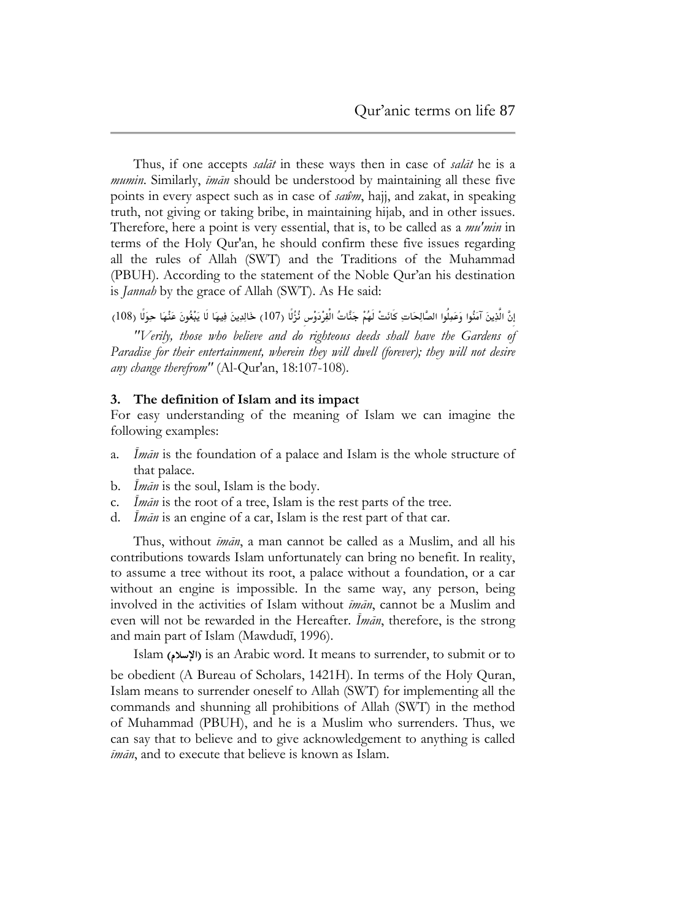Thus, if one accepts *salāt* in these ways then in case of *salāt* he is a *mumin*. Similarly, *īmān* should be understood by maintaining all these five points in every aspect such as in case of *saŵm*, hajj, and zakat, in speaking truth, not giving or taking bribe, in maintaining hijab, and in other issues. Therefore, here a point is very essential, that is, to be called as a *mu'min* in terms of the Holy Qur'an, he should confirm these five issues regarding all the rules of Allah (SWT) and the Traditions of the Muhammad (PBUH). According to the statement of the Noble Qur'an his destination is *Jannah* by the grace of Allah (SWT). As He said:

إِنَّ الَّذِينَ آمَنُوا وَعَمِلُوا الصَّالِحَاتِ كَانَتْ لَهُمْ جَنَّاتُ الْفِرْدَوْسِ نُزُلًا (107) خَالِدِينَ فِيهَا لَا يَبْغُونَ عَنْهَا حِوَلًا (108)

*"Verily, those who believe and do righteous deeds shall have the Gardens of Paradise for their entertainment, wherein they will dwell (forever); they will not desire any change therefrom"* (Al-Qur'an, 18:107-108).

### 3. The definition of Islam and its impact

For easy understanding of the meaning of Islam we can imagine the following examples:

a. *Īmān* is the foundation of a palace and Islam is the whole structure of that palace.
b. *Īmān* is the soul, Islam is the body.
c. *Īmān* is the root of a tree, Islam is the rest parts of the tree.
d. *Īmān* is an engine of a car, Islam is the rest part of that car.

Thus, without *īmān*, a man cannot be called as a Muslim, and all his contributions towards Islam unfortunately can bring no benefit. In reality, to assume a tree without its root, a palace without a foundation, or a car without an engine is impossible. In the same way, any person, being involved in the activities of Islam without *īmān*, cannot be a Muslim and even will not be rewarded in the Hereafter. *Īmān*, therefore, is the strong and main part of Islam (Mawdudī, 1996).

Islam **(الإسلام)** is an Arabic word. It means to surrender, to submit or to be obedient (A Bureau of Scholars, 1421H). In terms of the Holy Quran, Islam means to surrender oneself to Allah (SWT) for implementing all the commands and shunning all prohibitions of Allah (SWT) in the method of Muhammad (PBUH), and he is a Muslim who surrenders. Thus, we can say that to believe and to give acknowledgement to anything is called *īmān*, and to execute that believe is known as Islam.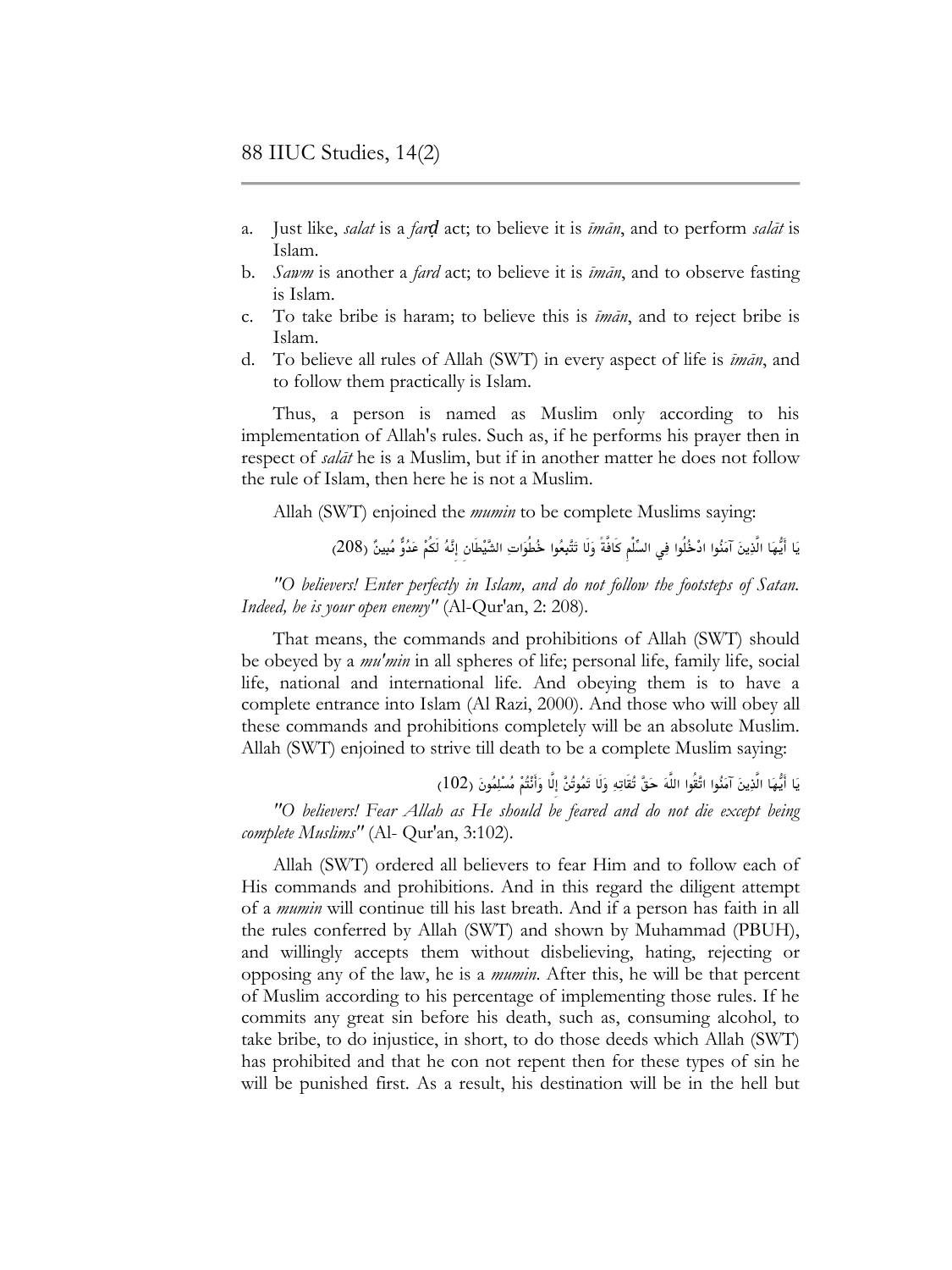a. Just like, *salat* is a *farḍ* act; to believe it is *īmān*, and to perform *salāt* is Islam.
b. *Sawm* is another a *fard* act; to believe it is *īmān*, and to observe fasting is Islam.
c. To take bribe is haram; to believe this is *īmān*, and to reject bribe is Islam.
d. To believe all rules of Allah (SWT) in every aspect of life is *īmān*, and to follow them practically is Islam.

Thus, a person is named as Muslim only according to his implementation of Allah's rules. Such as, if he performs his prayer then in respect of *salāt* he is a Muslim, but if in another matter he does not follow the rule of Islam, then here he is not a Muslim.

Allah (SWT) enjoined the *mumin* to be complete Muslims saying:

يَا أَيُّهَا الَّذِينَ آمَنُوا ادْخُلُوا فِي السِّلْمِ كَافَّةً وَلَا تَتَّبِعُوا خُطُوَاتِ الشَّيْطَانِ إِنَّهُ لَكُمْ عَدُوٌّ مُبِينٌ (208)

*"O believers! Enter perfectly in Islam, and do not follow the footsteps of Satan. Indeed, he is your open enemy"* (Al-Qur'an, 2: 208).

That means, the commands and prohibitions of Allah (SWT) should be obeyed by a *mu'min* in all spheres of life; personal life, family life, social life, national and international life. And obeying them is to have a complete entrance into Islam (Al Razi, 2000). And those who will obey all these commands and prohibitions completely will be an absolute Muslim. Allah (SWT) enjoined to strive till death to be a complete Muslim saying:

يَا أَيُّهَا الَّذِينَ آمَنُوا اتَّقُوا اللَّهَ حَقَّ تُقَاتِهِ وَلَا تَمُوتُنَّ إِلَّا وَأَنْتُمْ مُسْلِمُونَ (102)

*"O believers! Fear Allah as He should be feared and do not die except being complete Muslims"* (Al- Qur'an, 3:102).

Allah (SWT) ordered all believers to fear Him and to follow each of His commands and prohibitions. And in this regard the diligent attempt of a *mumin* will continue till his last breath. And if a person has faith in all the rules conferred by Allah (SWT) and shown by Muhammad (PBUH), and willingly accepts them without disbelieving, hating, rejecting or opposing any of the law, he is a *mumin*. After this, he will be that percent of Muslim according to his percentage of implementing those rules. If he commits any great sin before his death, such as, consuming alcohol, to take bribe, to do injustice, in short, to do those deeds which Allah (SWT) has prohibited and that he con not repent then for these types of sin he will be punished first. As a result, his destination will be in the hell but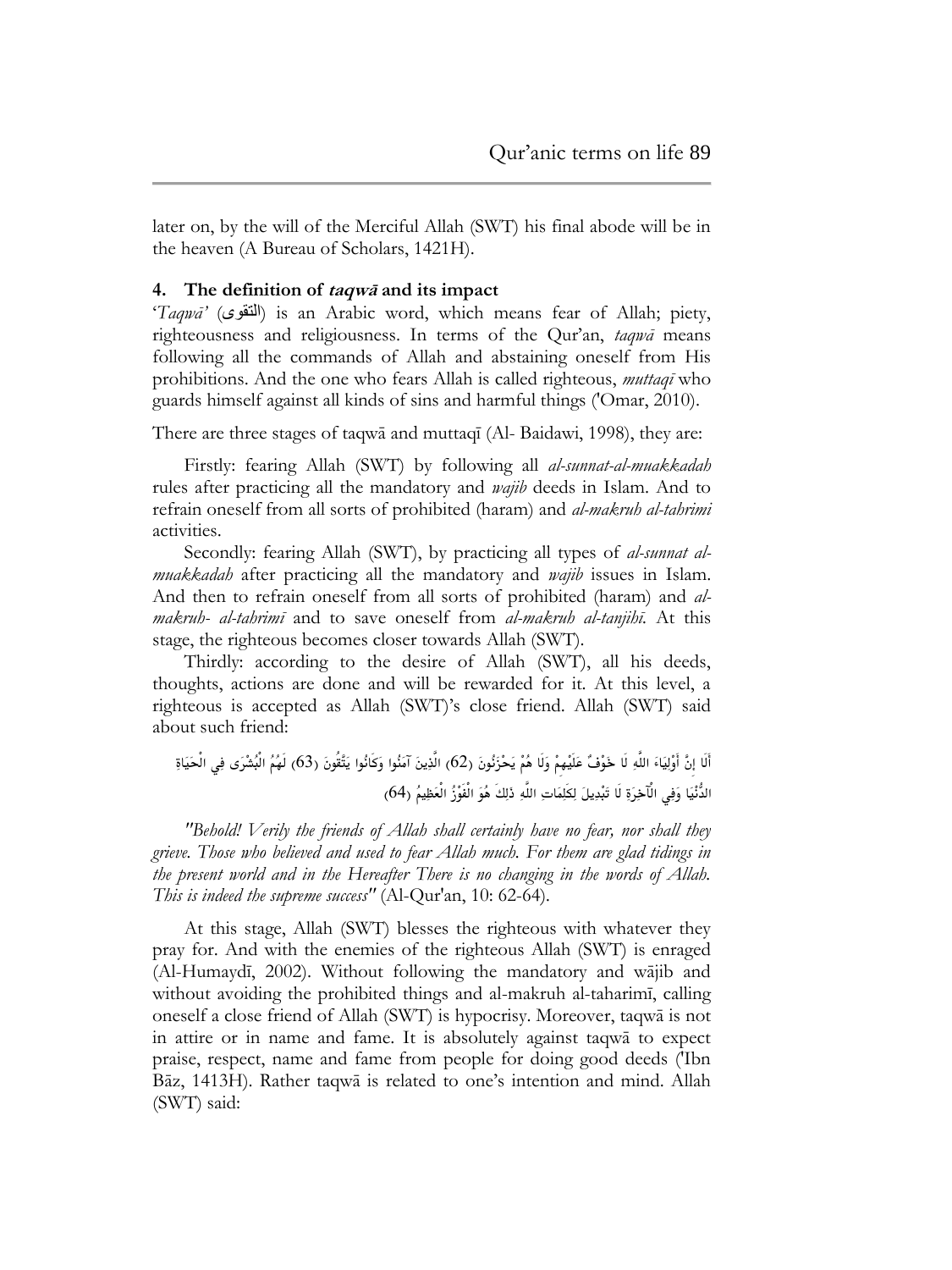later on, by the will of the Merciful Allah (SWT) his final abode will be in the heaven (A Bureau of Scholars, 1421H).

## 4. The definition of *taqwā* and its impact

'*Taqwā'* (التقوى) is an Arabic word, which means fear of Allah; piety, righteousness and religiousness. In terms of the Qur'an, *taqwā* means following all the commands of Allah and abstaining oneself from His prohibitions. And the one who fears Allah is called righteous, *muttaqī* who guards himself against all kinds of sins and harmful things ('Omar, 2010).

There are three stages of taqwā and muttaqī (Al- Baidawi, 1998), they are:

Firstly: fearing Allah (SWT) by following all *al-sunnat-al-muakkadah* rules after practicing all the mandatory and *wajib* deeds in Islam. And to refrain oneself from all sorts of prohibited (haram) and *al-makruh al-tahrimi* activities.

Secondly: fearing Allah (SWT), by practicing all types of *al-sunnat al-muakkadah* after practicing all the mandatory and *wajib* issues in Islam. And then to refrain oneself from all sorts of prohibited (haram) and *al-makruh- al-tahrimī* and to save oneself from *al-makruh al-tanjihī*. At this stage, the righteous becomes closer towards Allah (SWT).

Thirdly: according to the desire of Allah (SWT), all his deeds, thoughts, actions are done and will be rewarded for it. At this level, a righteous is accepted as Allah (SWT)'s close friend. Allah (SWT) said about such friend:

أَلَا إِنَّ أَوْلِيَاءَ اللَّهِ لَا خَوْفٌ عَلَيْهِمْ وَلَا هُمْ يَحْزَنُونَ (62) الَّذِينَ آمَنُوا وَكَانُوا يَتَّقُونَ (63) لَهُمُ الْبُشْرَى فِي الْحَيَاةِ الدُّنْيَا وَفِي الْآخِرَةِ لَا تَبْدِيلَ لِكَلِمَاتِ اللَّهِ ذَلِكَ هُوَ الْفَوْزُ الْعَظِيمُ (64)

*"Behold! Verily the friends of Allah shall certainly have no fear, nor shall they grieve. Those who believed and used to fear Allah much. For them are glad tidings in the present world and in the Hereafter There is no changing in the words of Allah. This is indeed the supreme success"* (Al-Qur'an, 10: 62-64).

At this stage, Allah (SWT) blesses the righteous with whatever they pray for. And with the enemies of the righteous Allah (SWT) is enraged (Al-Humaydī, 2002). Without following the mandatory and wājib and without avoiding the prohibited things and al-makruh al-taharimī, calling oneself a close friend of Allah (SWT) is hypocrisy. Moreover, taqwā is not in attire or in name and fame. It is absolutely against taqwā to expect praise, respect, name and fame from people for doing good deeds ('Ibn Bāz, 1413H). Rather taqwā is related to one's intention and mind. Allah (SWT) said: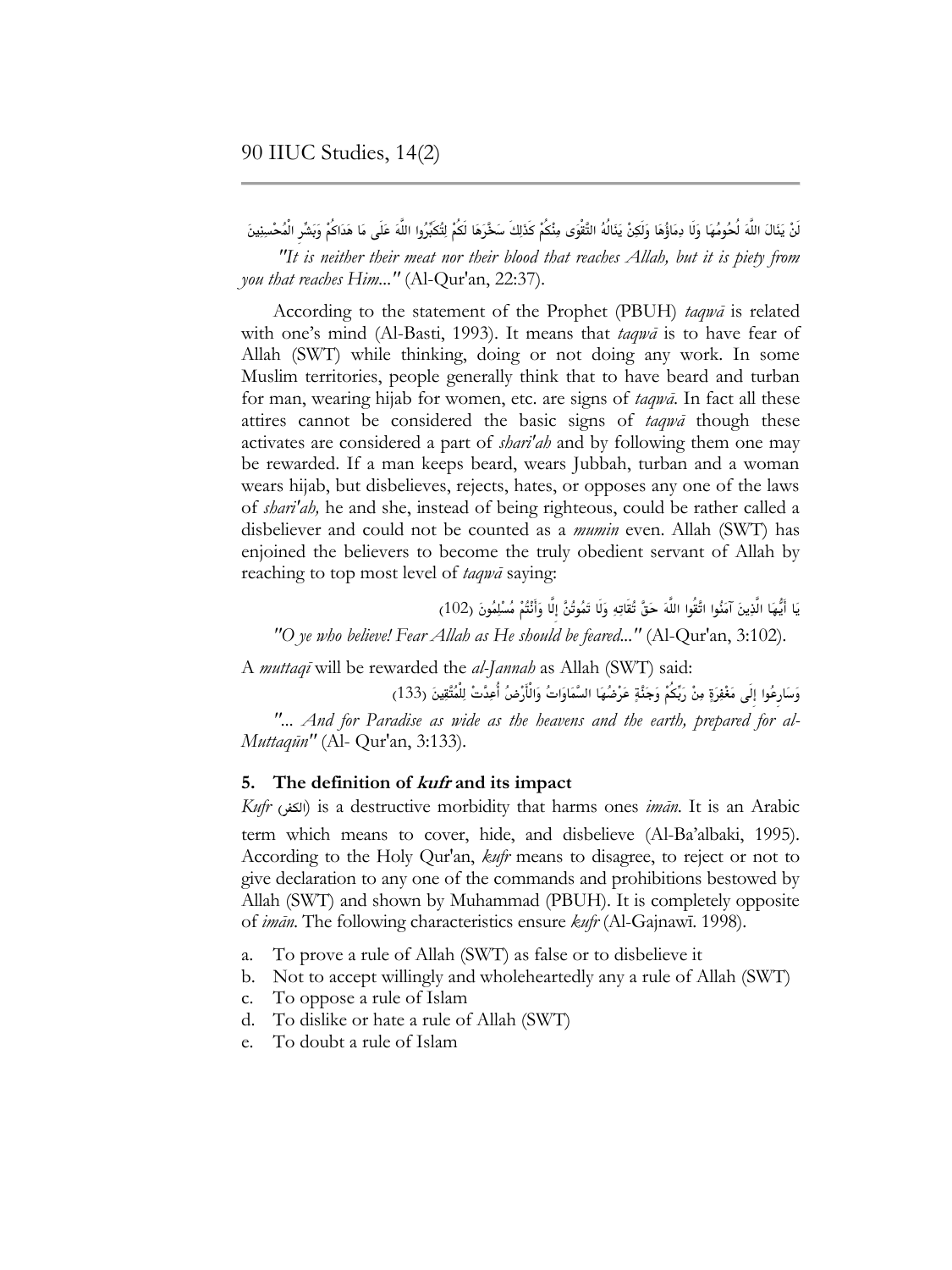لَنْ يَنَالَ اللَّهَ لُحُومُهَا وَلَا دِمَاؤُهَا وَلَكِنْ يَنَالُهُ التَّقْوَى مِنْكُمْ كَذَلِكَ سَخَّرَهَا لَكُمْ لِتُكَبِّرُوا اللَّهَ عَلَى مَا هَدَاكُمْ وَبَشِّرِ الْمُحْسِنِينَ

*"It is neither their meat nor their blood that reaches Allah, but it is piety from you that reaches Him..."* (Al-Qur'an, 22:37).

According to the statement of the Prophet (PBUH) *taqwā* is related with one's mind (Al-Basti, 1993). It means that *taqwā* is to have fear of Allah (SWT) while thinking, doing or not doing any work. In some Muslim territories, people generally think that to have beard and turban for man, wearing hijab for women, etc. are signs of *taqwā*. In fact all these attires cannot be considered the basic signs of *taqwā* though these activates are considered a part of *shari'ah* and by following them one may be rewarded. If a man keeps beard, wears Jubbah, turban and a woman wears hijab, but disbelieves, rejects, hates, or opposes any one of the laws of *shari'ah,* he and she, instead of being righteous, could be rather called a disbeliever and could not be counted as a *mumin* even. Allah (SWT) has enjoined the believers to become the truly obedient servant of Allah by reaching to top most level of *taqwā* saying:

يَا أَيُّهَا الَّذِينَ آمَنُوا اتَّقُوا اللَّهَ حَقَّ تُقَاتِهِ وَلَا تَمُوتُنَّ إِلَّا وَأَنْتُمْ مُسْلِمُونَ (102)

*"O ye who believe! Fear Allah as He should be feared..."* (Al-Qur'an, 3:102).

A *muttaqī* will be rewarded the *al-Jannah* as Allah (SWT) said:

وَسَارِعُوا إِلَى مَغْفِرَةٍ مِنْ رَبِّكُمْ وَجَنَّةٍ عَرْضُهَا السَّمَاوَاتُ وَالْأَرْضُ أُعِدَّتْ لِلْمُتَّقِينَ (133)

*"... And for Paradise as wide as the heavens and the earth, prepared for al-Muttaqūn"* (Al- Qur'an, 3:133).

## 5. The definition of *kufr* and its impact

*Kufr* (الكفر) is a destructive morbidity that harms ones *imān*. It is an Arabic term which means to cover, hide, and disbelieve (Al-Ba'albaki, 1995). According to the Holy Qur'an, *kufr* means to disagree, to reject or not to give declaration to any one of the commands and prohibitions bestowed by Allah (SWT) and shown by Muhammad (PBUH). It is completely opposite of *imān*. The following characteristics ensure *kufr* (Al-Gajnawī. 1998).

a. To prove a rule of Allah (SWT) as false or to disbelieve it
b. Not to accept willingly and wholeheartedly any a rule of Allah (SWT)
c. To oppose a rule of Islam
d. To dislike or hate a rule of Allah (SWT)
e. To doubt a rule of Islam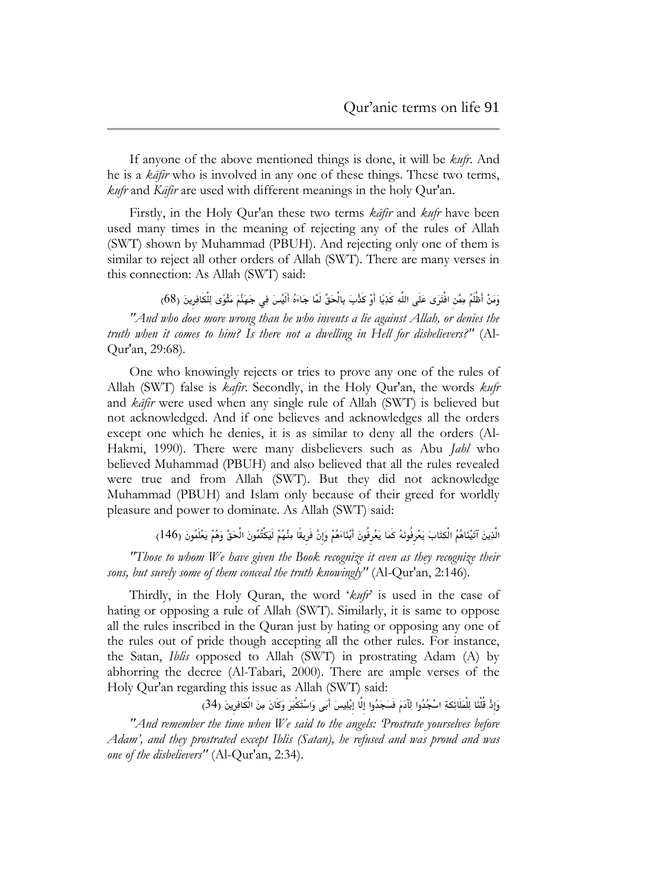If anyone of the above mentioned things is done, it will be *kufr*. And he is a *kāfir* who is involved in any one of these things. These two terms, *kufr* and *Kāfir* are used with different meanings in the holy Qur'an.

Firstly, in the Holy Qur'an these two terms *kāfir* and *kufr* have been used many times in the meaning of rejecting any of the rules of Allah (SWT) shown by Muhammad (PBUH). And rejecting only one of them is similar to reject all other orders of Allah (SWT). There are many verses in this connection: As Allah (SWT) said:

وَمَنْ أَظْلَمُ مِمَّنِ افْتَرَى عَلَى اللَّهِ كَذِبًا أَوْ كَذَّبَ بِالْحَقِّ لَمَّا جَاءَهُ أَلَيْسَ فِي جَهَنَّمَ مَثْوًى لِلْكَافِرِينَ (68)

*"And who does more wrong than he who invents a lie against Allah, or denies the truth when it comes to him? Is there not a dwelling in Hell for disbelievers?"* (Al-Qur'an, 29:68).

One who knowingly rejects or tries to prove any one of the rules of Allah (SWT) false is *kafir*. Secondly, in the Holy Qur'an, the words *kufr* and *kāfir* were used when any single rule of Allah (SWT) is believed but not acknowledged. And if one believes and acknowledges all the orders except one which he denies, it is as similar to deny all the orders (Al-Hakmi, 1990). There were many disbelievers such as Abu *Jahl* who believed Muhammad (PBUH) and also believed that all the rules revealed were true and from Allah (SWT). But they did not acknowledge Muhammad (PBUH) and Islam only because of their greed for worldly pleasure and power to dominate. As Allah (SWT) said:

الَّذِينَ آتَيْنَاهُمُ الْكِتَابَ يَعْرِفُونَهُ كَمَا يَعْرِفُونَ أَبْنَاءَهُمْ وَإِنَّ فَرِيقًا مِنْهُمْ لَيَكْتُمُونَ الْحَقَّ وَهُمْ يَعْلَمُونَ (146)

*"Those to whom We have given the Book recognize it even as they recognize their sons, but surely some of them conceal the truth knowingly"* (Al-Qur'an, 2:146).

Thirdly, in the Holy Quran, the word '*kufr*' is used in the case of hating or opposing a rule of Allah (SWT). Similarly, it is same to oppose all the rules inscribed in the Quran just by hating or opposing any one of the rules out of pride though accepting all the other rules. For instance, the Satan, *Iblis* opposed to Allah (SWT) in prostrating Adam (A) by abhorring the decree (Al-Tabari, 2000). There are ample verses of the Holy Qur'an regarding this issue as Allah (SWT) said:

وَإِذْ قُلْنَا لِلْمَلَائِكَةِ اسْجُدُوا لِآدَمَ فَسَجَدُوا إِلَّا إِبْلِيسَ أَبَى وَاسْتَكْبَرَ وَكَانَ مِنَ الْكَافِرِينَ (34)

*"And remember the time when We said to the angels: 'Prostrate yourselves before Adam', and they prostrated except Iblis (Satan), he refused and was proud and was one of the disbelievers"* (Al-Qur'an, 2:34).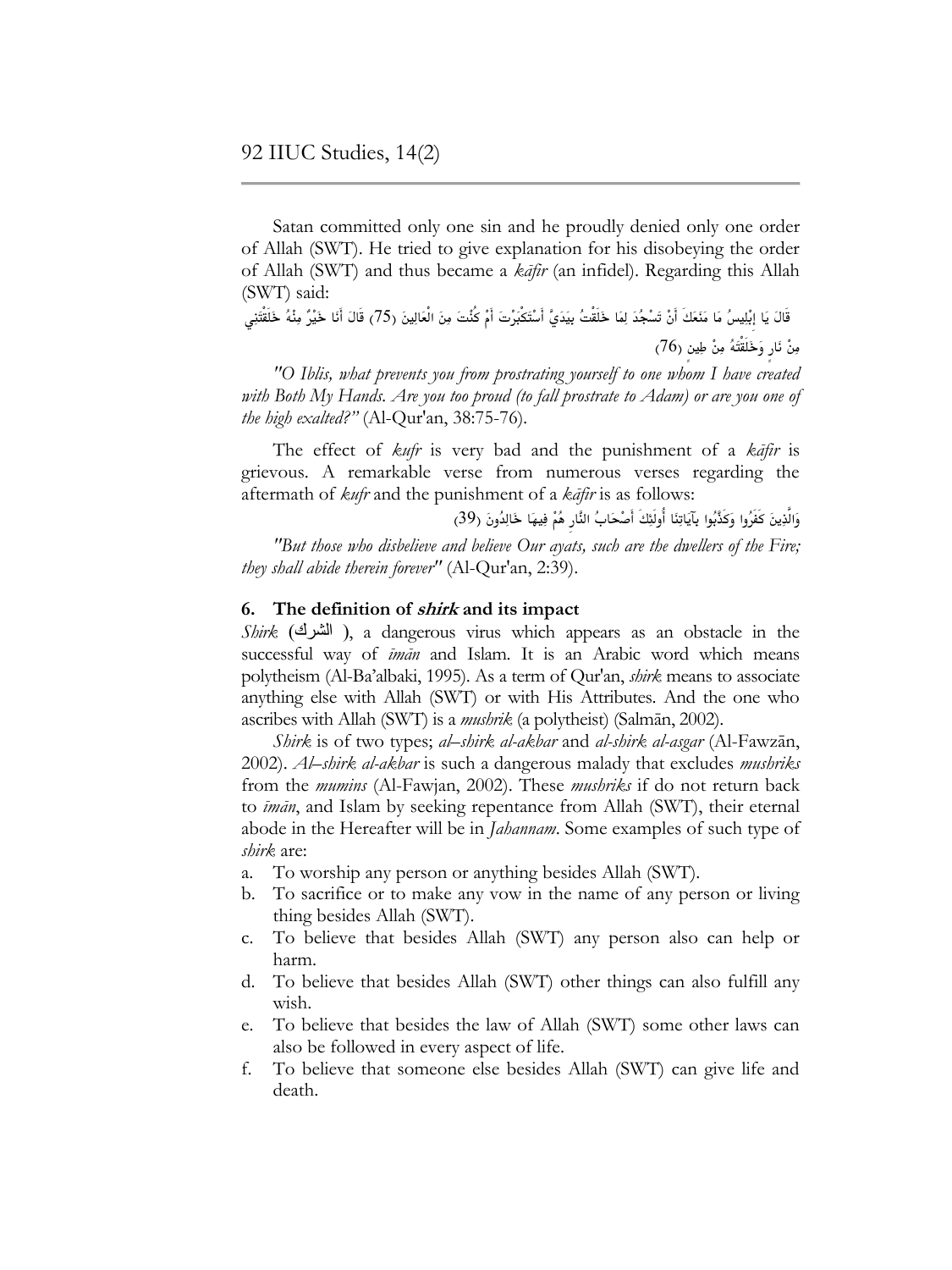Satan committed only one sin and he proudly denied only one order of Allah (SWT). He tried to give explanation for his disobeying the order of Allah (SWT) and thus became a *kāfir* (an infidel). Regarding this Allah (SWT) said:

قَالَ يَا إِبْلِيسُ مَا مَنَعَكَ أَنْ تَسْجُدَ لِمَا خَلَقْتُ بِيَدَيَّ أَسْتَكْبَرْتَ أَمْ كُنْتَ مِنَ الْعَالِينَ (75) قَالَ أَنَا خَيْرٌ مِنْهُ خَلَقْتَنِي مِنْ نَارٍ وَخَلَقْتَهُ مِنْ طِينٍ (76)

*"O Iblis, what prevents you from prostrating yourself to one whom I have created with Both My Hands. Are you too proud (to fall prostrate to Adam) or are you one of the high exalted?"* (Al-Qur'an, 38:75-76).

The effect of *kufr* is very bad and the punishment of a *kāfir* is grievous. A remarkable verse from numerous verses regarding the aftermath of *kufr* and the punishment of a *kāfir* is as follows:

وَالَّذِينَ كَفَرُوا وَكَذَّبُوا بِآيَاتِنَا أُولَئِكَ أَصْحَابُ النَّارِ هُمْ فِيهَا خَالِدُونَ (39)

*"But those who disbelieve and believe Our ayats, such are the dwellers of the Fire; they shall abide therein forever"* (Al-Qur'an, 2:39).

### 6. The definition of *shirk* and its impact

*Shirk* (الشرك ), a dangerous virus which appears as an obstacle in the successful way of *īmān* and Islam. It is an Arabic word which means polytheism (Al-Ba'albaki, 1995). As a term of Qur'an, *shirk* means to associate anything else with Allah (SWT) or with His Attributes. And the one who ascribes with Allah (SWT) is a *mushrik* (a polytheist) (Salmān, 2002).

*Shirk* is of two types; *al–shirk al-akbar* and *al-shirk al-asgar* (Al-Fawzān, 2002). *Al–shirk al-akbar* is such a dangerous malady that excludes *mushriks* from the *mumins* (Al-Fawjan, 2002). These *mushriks* if do not return back to *īmān*, and Islam by seeking repentance from Allah (SWT), their eternal abode in the Hereafter will be in *Jahannam*. Some examples of such type of *shirk* are:

a. To worship any person or anything besides Allah (SWT).
b. To sacrifice or to make any vow in the name of any person or living thing besides Allah (SWT).
c. To believe that besides Allah (SWT) any person also can help or harm.
d. To believe that besides Allah (SWT) other things can also fulfill any wish.
e. To believe that besides the law of Allah (SWT) some other laws can also be followed in every aspect of life.
f. To believe that someone else besides Allah (SWT) can give life and death.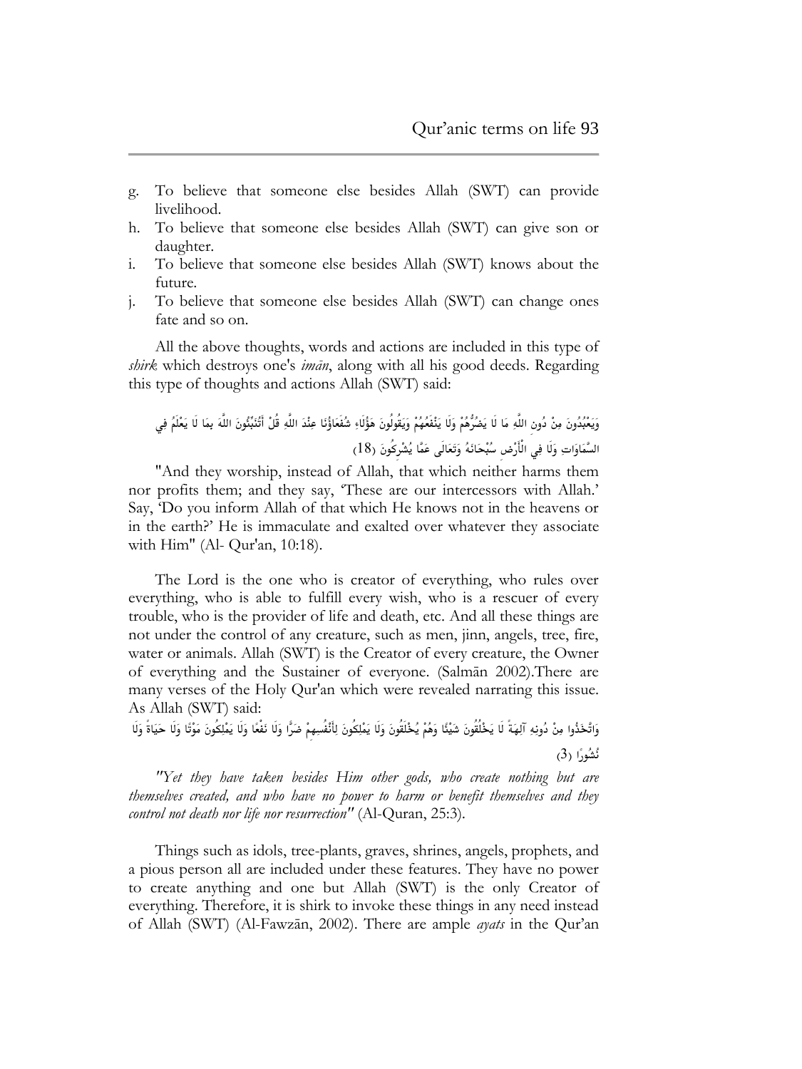g. To believe that someone else besides Allah (SWT) can provide livelihood.
h. To believe that someone else besides Allah (SWT) can give son or daughter.
i. To believe that someone else besides Allah (SWT) knows about the future.
j. To believe that someone else besides Allah (SWT) can change ones fate and so on.

All the above thoughts, words and actions are included in this type of *shirk* which destroys one's *imān*, along with all his good deeds. Regarding this type of thoughts and actions Allah (SWT) said:

وَيَعْبُدُونَ مِنْ دُونِ اللَّهِ مَا لَا يَضُرُّهُمْ وَلَا يَنْفَعُهُمْ وَيَقُولُونَ هَؤُلَاءِ شُفَعَاؤُنَا عِنْدَ اللَّهِ قُلْ أَتُنَبِّئُونَ اللَّهَ بِمَا لَا يَعْلَمُ فِي السَّمَاوَاتِ وَلَا فِي الْأَرْضِ سُبْحَانَهُ وَتَعَالَى عَمَّا يُشْرِكُونَ (18)

"And they worship, instead of Allah, that which neither harms them nor profits them; and they say, 'These are our intercessors with Allah.' Say, 'Do you inform Allah of that which He knows not in the heavens or in the earth?' He is immaculate and exalted over whatever they associate with Him" (Al- Qur'an, 10:18).

The Lord is the one who is creator of everything, who rules over everything, who is able to fulfill every wish, who is a rescuer of every trouble, who is the provider of life and death, etc. And all these things are not under the control of any creature, such as men, jinn, angels, tree, fire, water or animals. Allah (SWT) is the Creator of every creature, the Owner of everything and the Sustainer of everyone. (Salmān 2002).There are many verses of the Holy Qur'an which were revealed narrating this issue. As Allah (SWT) said:

وَاتَّخَذُوا مِنْ دُونِهِ آلِهَةً لَا يَخْلُقُونَ شَيْئًا وَهُمْ يُخْلَقُونَ وَلَا يَمْلِكُونَ لِأَنْفُسِهِمْ ضَرًّا وَلَا نَفْعًا وَلَا يَمْلِكُونَ مَوْتًا وَلَا حَيَاةً وَلَا نُشُورًا (3)

*"Yet they have taken besides Him other gods, who create nothing but are themselves created, and who have no power to harm or benefit themselves and they control not death nor life nor resurrection"* (Al-Quran, 25:3).

Things such as idols, tree-plants, graves, shrines, angels, prophets, and a pious person all are included under these features. They have no power to create anything and one but Allah (SWT) is the only Creator of everything. Therefore, it is shirk to invoke these things in any need instead of Allah (SWT) (Al-Fawzān, 2002). There are ample *ayats* in the Qur'an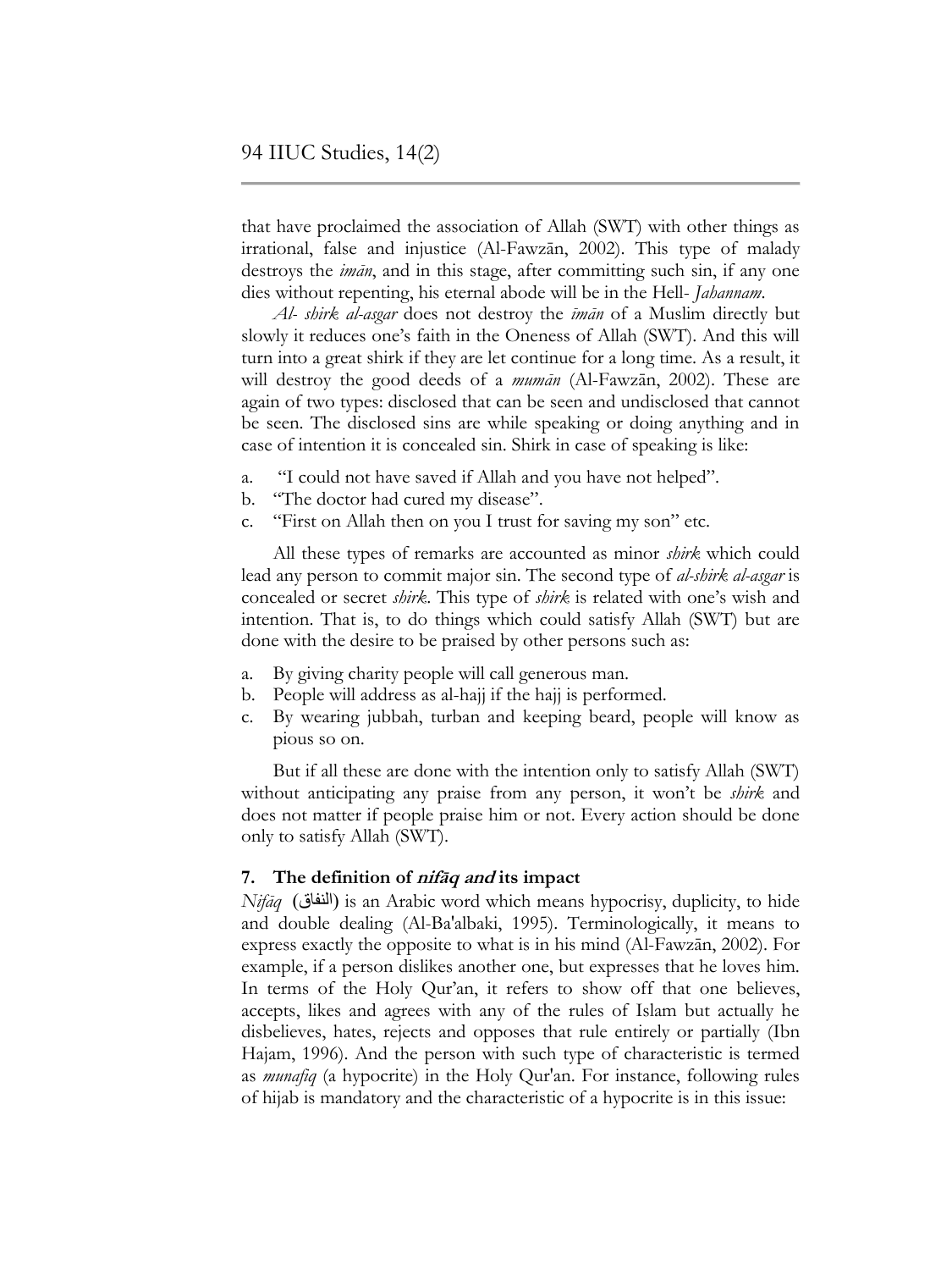that have proclaimed the association of Allah (SWT) with other things as irrational, false and injustice (Al-Fawzān, 2002). This type of malady destroys the *imān*, and in this stage, after committing such sin, if any one dies without repenting, his eternal abode will be in the Hell- *Jahannam*.

*Al- shirk al-asgar* does not destroy the *īmān* of a Muslim directly but slowly it reduces one's faith in the Oneness of Allah (SWT). And this will turn into a great shirk if they are let continue for a long time. As a result, it will destroy the good deeds of a *mumān* (Al-Fawzān, 2002). These are again of two types: disclosed that can be seen and undisclosed that cannot be seen. The disclosed sins are while speaking or doing anything and in case of intention it is concealed sin. Shirk in case of speaking is like:

a. "I could not have saved if Allah and you have not helped".
b. "The doctor had cured my disease".
c. "First on Allah then on you I trust for saving my son" etc.

All these types of remarks are accounted as minor *shirk* which could lead any person to commit major sin. The second type of *al-shirk al-asgar* is concealed or secret *shirk*. This type of *shirk* is related with one's wish and intention. That is, to do things which could satisfy Allah (SWT) but are done with the desire to be praised by other persons such as:

a. By giving charity people will call generous man.
b. People will address as al-hajj if the hajj is performed.
c. By wearing jubbah, turban and keeping beard, people will know as pious so on.

But if all these are done with the intention only to satisfy Allah (SWT) without anticipating any praise from any person, it won't be *shirk* and does not matter if people praise him or not. Every action should be done only to satisfy Allah (SWT).

## 7. The definition of *nifāq and* its impact

*Nifāq* (النفاق) is an Arabic word which means hypocrisy, duplicity, to hide and double dealing (Al-Ba'albaki, 1995). Terminologically, it means to express exactly the opposite to what is in his mind (Al-Fawzān, 2002). For example, if a person dislikes another one, but expresses that he loves him. In terms of the Holy Qur'an, it refers to show off that one believes, accepts, likes and agrees with any of the rules of Islam but actually he disbelieves, hates, rejects and opposes that rule entirely or partially (Ibn Hajam, 1996). And the person with such type of characteristic is termed as *munafiq* (a hypocrite) in the Holy Qur'an. For instance, following rules of hijab is mandatory and the characteristic of a hypocrite is in this issue: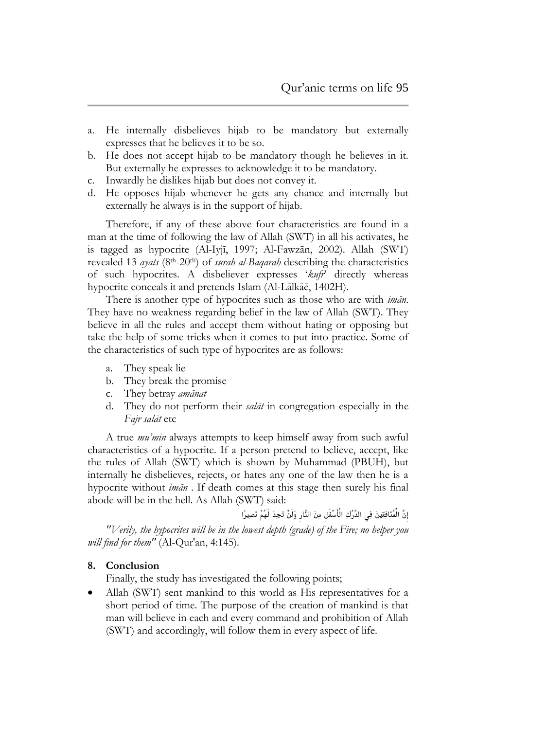a. He internally disbelieves hijab to be mandatory but externally expresses that he believes it to be so.
b. He does not accept hijab to be mandatory though he believes in it. But externally he expresses to acknowledge it to be mandatory.
c. Inwardly he dislikes hijab but does not convey it.
d. He opposes hijab whenever he gets any chance and internally but externally he always is in the support of hijab.

Therefore, if any of these above four characteristics are found in a man at the time of following the law of Allah (SWT) in all his activates, he is tagged as hypocrite (Al-Iyjī, 1997; Al-Fawzān, 2002). Allah (SWT) revealed 13 *ayats* (8th-20th) of *surah al-Baqarah* describing the characteristics of such hypocrites. A disbeliever expresses '*kufr*' directly whereas hypocrite conceals it and pretends Islam (Al-Lālkāē, 1402H).

There is another type of hypocrites such as those who are with *imān*. They have no weakness regarding belief in the law of Allah (SWT). They believe in all the rules and accept them without hating or opposing but take the help of some tricks when it comes to put into practice. Some of the characteristics of such type of hypocrites are as follows:

a. They speak lie
b. They break the promise
c. They betray *amānat*
d. They do not perform their *salāt* in congregation especially in the *Fajr salāt* etc

A true *mu'min* always attempts to keep himself away from such awful characteristics of a hypocrite. If a person pretend to believe, accept, like the rules of Allah (SWT) which is shown by Muhammad (PBUH), but internally he disbelieves, rejects, or hates any one of the law then he is a hypocrite without *imān* . If death comes at this stage then surely his final abode will be in the hell. As Allah (SWT) said:

إِنَّ الْمُنَافِقِينَ فِي الدَّرْكِ الْأَسْفَلِ مِنَ النَّارِ وَلَنْ تَجِدَ لَهُمْ نَصِيرًا

*"Verily, the hypocrites will be in the lowest depth (grade) of the Fire; no helper you will find for them"* (Al-Qur'an, 4:145).

## 8. Conclusion

Finally, the study has investigated the following points;

- Allah (SWT) sent mankind to this world as His representatives for a short period of time. The purpose of the creation of mankind is that man will believe in each and every command and prohibition of Allah (SWT) and accordingly, will follow them in every aspect of life.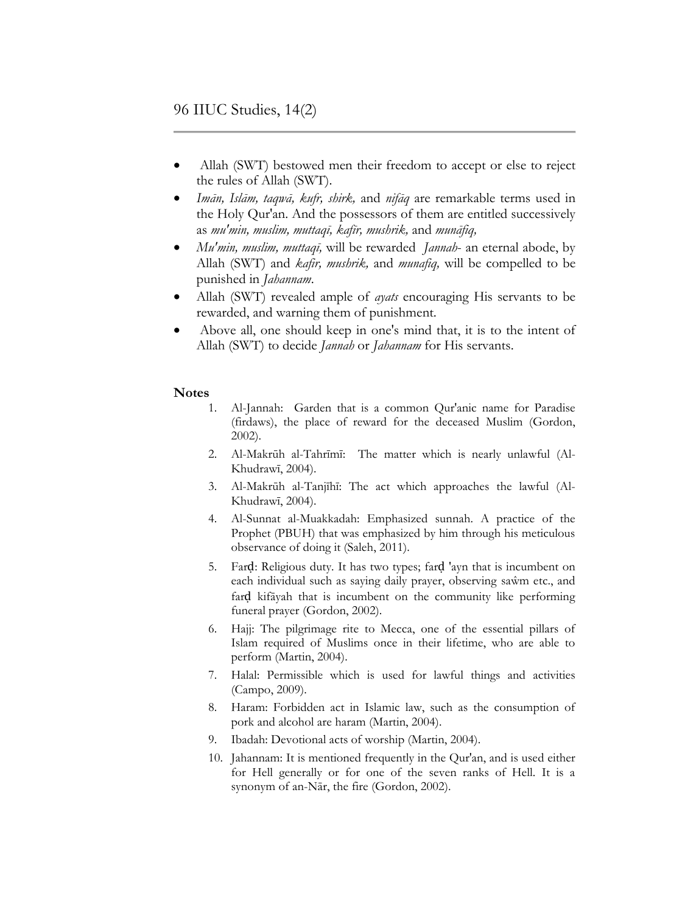- Allah (SWT) bestowed men their freedom to accept or else to reject the rules of Allah (SWT).
- *Imān, Islām, taqwā, kufr, shirk,* and *nifāq* are remarkable terms used in the Holy Qur'an. And the possessors of them are entitled successively as *mu'min, muslim, muttaqī, kafir, mushrik,* and *munāfiq,*
- *Mu'min, muslim, muttaqī,* will be rewarded *Jannah*- an eternal abode, by Allah (SWT) and *kafir, mushrik,* and *munafiq,* will be compelled to be punished in *Jahannam*.
- Allah (SWT) revealed ample of *ayats* encouraging His servants to be rewarded, and warning them of punishment.
- Above all, one should keep in one's mind that, it is to the intent of Allah (SWT) to decide *Jannah* or *Jahannam* for His servants.

**Notes**

1. Al-Jannah: Garden that is a common Qur'anic name for Paradise (firdaws), the place of reward for the deceased Muslim (Gordon, 2002).
2. Al-Makrūh al-Tahrīmī: The matter which is nearly unlawful (Al-Khudrawī, 2004).
3. Al-Makrūh al-Tanjīhī: The act which approaches the lawful (Al-Khudrawī, 2004).
4. Al-Sunnat al-Muakkadah: Emphasized sunnah. A practice of the Prophet (PBUH) that was emphasized by him through his meticulous observance of doing it (Saleh, 2011).
5. Farḍ: Religious duty. It has two types; farḍ 'ayn that is incumbent on each individual such as saying daily prayer, observing saŵm etc., and farḍ kifāyah that is incumbent on the community like performing funeral prayer (Gordon, 2002).
6. Hajj: The pilgrimage rite to Mecca, one of the essential pillars of Islam required of Muslims once in their lifetime, who are able to perform (Martin, 2004).
7. Halal: Permissible which is used for lawful things and activities (Campo, 2009).
8. Haram: Forbidden act in Islamic law, such as the consumption of pork and alcohol are haram (Martin, 2004).
9. Ibadah: Devotional acts of worship (Martin, 2004).
10. Jahannam: It is mentioned frequently in the Qur'an, and is used either for Hell generally or for one of the seven ranks of Hell. It is a synonym of an-Nār, the fire (Gordon, 2002).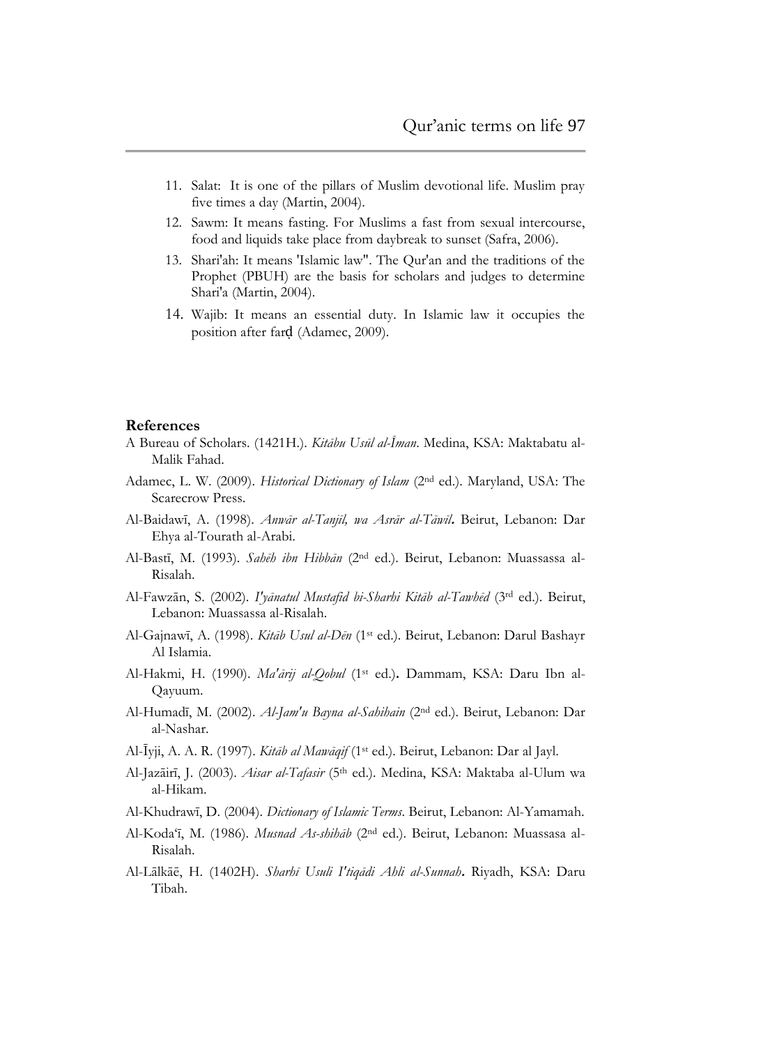11. Salat: It is one of the pillars of Muslim devotional life. Muslim pray five times a day (Martin, 2004).
12. Sawm: It means fasting. For Muslims a fast from sexual intercourse, food and liquids take place from daybreak to sunset (Safra, 2006).
13. Shari'ah: It means 'Islamic law". The Qur'an and the traditions of the Prophet (PBUH) are the basis for scholars and judges to determine Shari'a (Martin, 2004).
14. Wajib: It means an essential duty. In Islamic law it occupies the position after farḍ (Adamec, 2009).

## References

A Bureau of Scholars. (1421H.). *Kitābu Usūl al-Īman*. Medina, KSA: Maktabatu al-Malik Fahad.

Adamec, L. W. (2009). *Historical Dictionary of Islam* (2nd ed.). Maryland, USA: The Scarecrow Press.

Al-Baidawī, A. (1998). *Anwār al-Tanjīl, wa Asrār al-Tāwīl***.** Beirut, Lebanon: Dar Ehya al-Tourath al-Arabi.

Al-Bastī, M. (1993). *Sahēh ibn Hibbān* (2nd ed.). Beirut, Lebanon: Muassassa al-Risalah.

Al-Fawzān, S. (2002). *I'yānatul Mustafid bi-Sharhi Kitāb al-Tawhēd* (3rd ed.). Beirut, Lebanon: Muassassa al-Risalah.

Al-Gajnawī, A. (1998). *Kitāb Usul al-Dēn* (1st ed.). Beirut, Lebanon: Darul Bashayr Al Islamia.

Al-Hakmi, H. (1990). *Ma'ārij al-Qobul* (1st ed.)**.** Dammam, KSA: Daru Ibn al-Qayuum.

Al-Humadī, M. (2002). *Al-Jam'u Bayna al-Sahihain* (2nd ed.). Beirut, Lebanon: Dar al-Nashar.

Al-Īyji, A. A. R. (1997). *Kitāb al Mawāqif* (1st ed.). Beirut, Lebanon: Dar al Jayl.

Al-Jazāirī, J. (2003). *Aisar al-Tafasir* (5th ed.). Medina, KSA: Maktaba al-Ulum wa al-Hikam.

Al-Khudrawī, D. (2004). *Dictionary of Islamic Terms*. Beirut, Lebanon: Al-Yamamah.

Al-Koda'ī, M. (1986). *Musnad As-shihāb* (2nd ed.). Beirut, Lebanon: Muassasa al-Risalah.

Al-Lālkāē, H. (1402H). *Sharhī Usuli I'tiqādi Ahli al-Sunnah***.** Riyadh, KSA: Daru Tibah.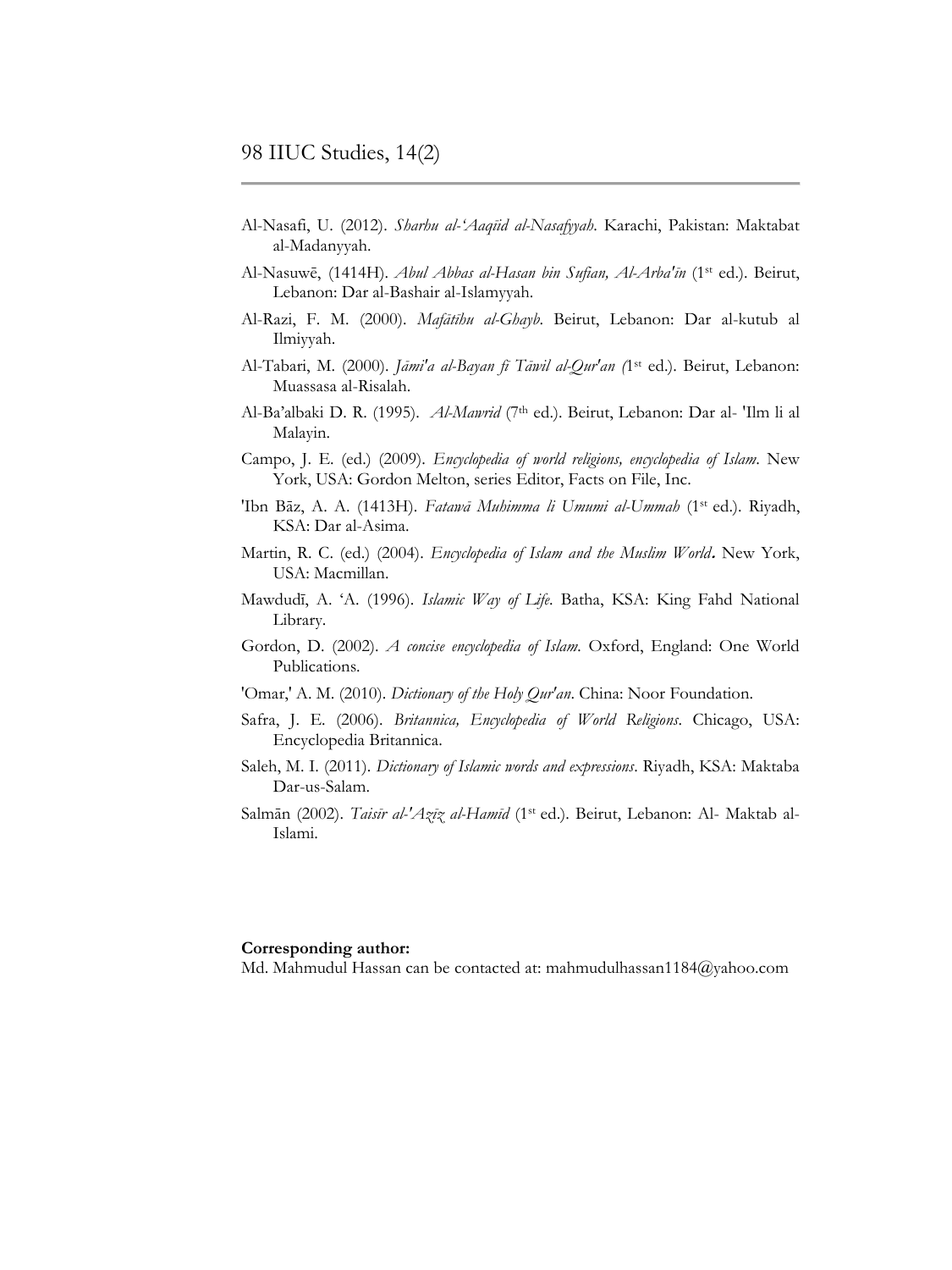Al-Nasafi, U. (2012). *Sharhu al-'Aaqīid al-Nasafyyah*. Karachi, Pakistan: Maktabat al-Madanyyah.

Al-Nasuwē, (1414H). *Abul Abbas al-Hasan bin Sufian, Al-Arba'īn* (1st ed.). Beirut, Lebanon: Dar al-Bashair al-Islamyyah.

Al-Razi, F. M. (2000). *Mafātīhu al-Ghayb*. Beirut, Lebanon: Dar al-kutub al Ilmiyyah.

Al-Tabari, M. (2000). *Jāmi'a al-Bayan fī Tāwil al-Qur'an (*1st ed.). Beirut, Lebanon: Muassasa al-Risalah.

Al-Ba'albaki D. R. (1995). *Al-Mawrid* (7th ed.). Beirut, Lebanon: Dar al- 'Ilm li al Malayin.

Campo, J. E. (ed.) (2009). *Encyclopedia of world religions, encyclopedia of Islam*. New York, USA: Gordon Melton, series Editor, Facts on File, Inc.

'Ibn Bāz, A. A. (1413H). *Fatawā Muhimma li Umumi al-Ummah* (1st ed.). Riyadh, KSA: Dar al-Asima.

Martin, R. C. (ed.) (2004). *Encyclopedia of Islam and the Muslim World***.** New York, USA: Macmillan.

Mawdudī, A. 'A. (1996). *Islamic Way of Life*. Batha, KSA: King Fahd National Library.

Gordon, D. (2002). *A concise encyclopedia of Islam*. Oxford, England: One World Publications.

'Omar,' A. M. (2010). *Dictionary of the Holy Qur'an*. China: Noor Foundation.

Safra, J. E. (2006). *Britannica, Encyclopedia of World Religions*. Chicago, USA: Encyclopedia Britannica.

Saleh, M. I. (2011). *Dictionary of Islamic words and expressions*. Riyadh, KSA: Maktaba Dar-us-Salam.

Salmān (2002). *Taisīr al-'Azīz al-Hamīd* (1st ed.). Beirut, Lebanon: Al- Maktab al-Islami.

**Corresponding author:**

Md. Mahmudul Hassan can be contacted at: mahmudulhassan1184@yahoo.com